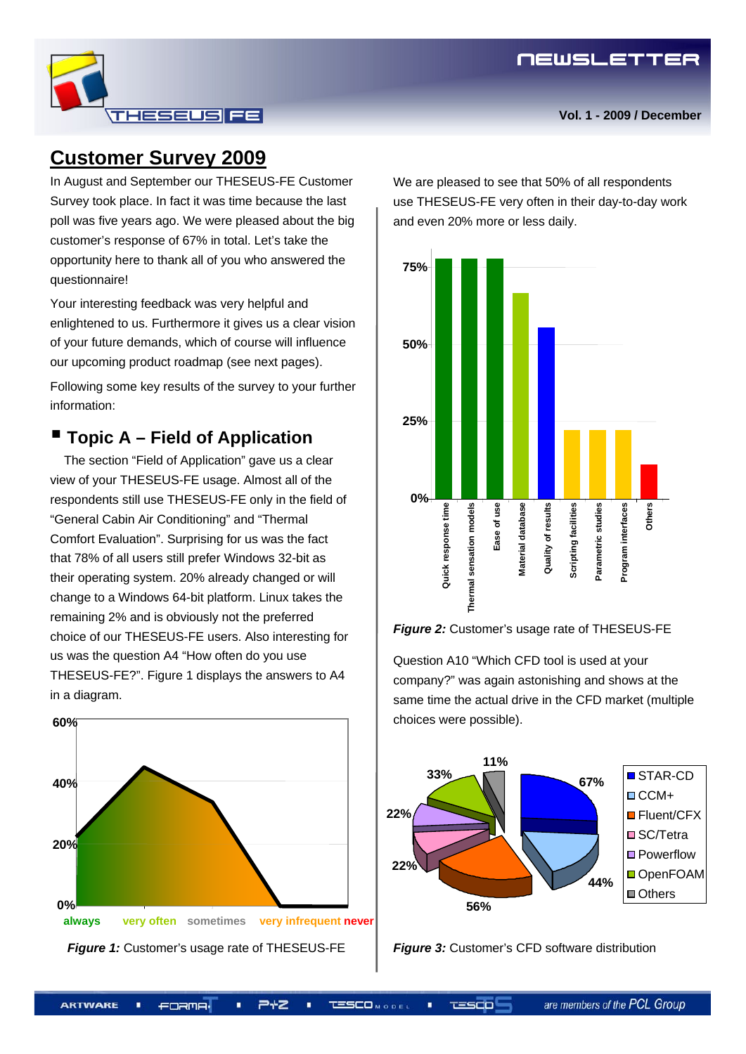# Customer Survey 2009

In August and September our THESEUS-FE Customer Survey took place. In fact it was time because the last poll was five years ago. We were pleased about the big customer's response of 67% in total. Let's take the opportunity here to thank all of you who answered the questionnaire!

Your interesting feedback was very helpful and enlightened to us. Furthermore it gives us a clear vision of your future demands, which of course will influence our upcoming product roadmap (see next pages).

Following some key results of the survey to your further information:

## Topic A – Field of Application

The section "Field of Application" gave us a clear view of your THESEUS-FE usage. Almost all of the respondents still use THESEUS-FE only in the field of "General Cabin Air Conditioning" and "Thermal Comfort Evaluation". Surprising for us was the fact that 78% of all users still prefer Windows 32-bit as their operating system. 20% already changed or will change to a Windows 64-bit platform. Linux takes the remaining 2% and is obviously not the preferred choice of our THESEUS-FE users. Also interesting for us was the question A4 "How often do you use THESEUS-FE?". Figure 1 displays the answers to A4 in a diagram.

***Figure 1:*** Customer's usage rate of THESEUS-FE

We are pleased to see that 50% of all respondents use THESEUS-FE very often in their day-to-day work and even 20% more or less daily.

***Figure 2:*** Customer's usage rate of THESEUS-FE

Question A10 "Which CFD tool is used at your company?" was again astonishing and shows at the same time the actual drive in the CFD market (multiple choices were possible).

***Figure 3:*** Customer's CFD software distribution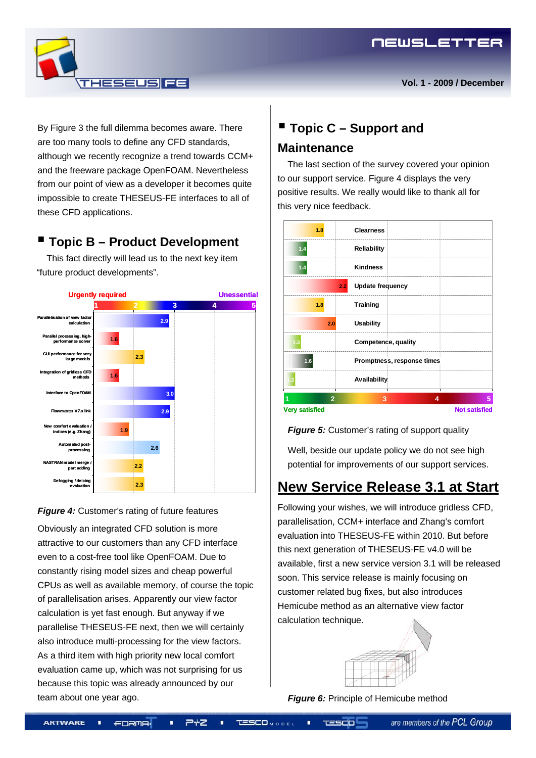By Figure 3 the full dilemma becomes aware. There are too many tools to define any CFD standards, although we recently recognize a trend towards CCM+ and the freeware package OpenFOAM. Nevertheless from our point of view as a developer it becomes quite impossible to create THESEUS-FE interfaces to all of these CFD applications.

## Topic B – Product Development

This fact directly will lead us to the next key item "future product developments".

| Feature | Rating (1 = Urgently required … 5 = Unessential) |
|---|---|
| Parallelisation of view factor calculation | 2.9 |
| Parallel processing, high-performance solver | 1.6 |
| GUI performance for very large models | 2.3 |
| Integration of gridless CFD methods | 1.6 |
| Interface to OpenFOAM | 3.0 |
| Flowmaster V7.x link | 2.9 |
| New comfort evaluation / indices (e.g. Zhang) | 1.9 |
| Automated post-processing | 2.6 |
| NASTRAN model merge / part adding | 2.2 |
| Defogging / deicing evaluation | 2.3 |

***Figure 4:*** Customer's rating of future features

Obviously an integrated CFD solution is more attractive to our customers than any CFD interface even to a cost-free tool like OpenFOAM. Due to constantly rising model sizes and cheap powerful CPUs as well as available memory, of course the topic of parallelisation arises. Apparently our view factor calculation is yet fast enough. But anyway if we parallelise THESEUS-FE next, then we will certainly also introduce multi-processing for the view factors. As a third item with high priority new local comfort evaluation came up, which was not surprising for us because this topic was already announced by our team about one year ago.

## Topic C – Support and Maintenance

The last section of the survey covered your opinion to our support service. Figure 4 displays the very positive results. We really would like to thank all for this very nice feedback.

| Criterion | Rating (1 = Very satisfied … 5 = Not satisfied) |
|---|---|
| Clearness | 1.8 |
| Reliability | 1.4 |
| Kindness | 1.4 |
| Update frequency | 2.2 |
| Training | 1.8 |
| Usability | 2.0 |
| Competence, quality | 1.3 |
| Promptness, response times | 1.6 |
| Availability | 1.2 |

***Figure 5:*** Customer's rating of support quality

Well, beside our update policy we do not see high potential for improvements of our support services.

## New Service Release 3.1 at Start

Following your wishes, we will introduce gridless CFD, parallelisation, CCM+ interface and Zhang's comfort evaluation into THESEUS-FE within 2010. But before this next generation of THESEUS-FE v4.0 will be available, first a new service version 3.1 will be released soon. This service release is mainly focusing on customer related bug fixes, but also introduces Hemicube method as an alternative view factor calculation technique.

***Figure 6:*** Principle of Hemicube method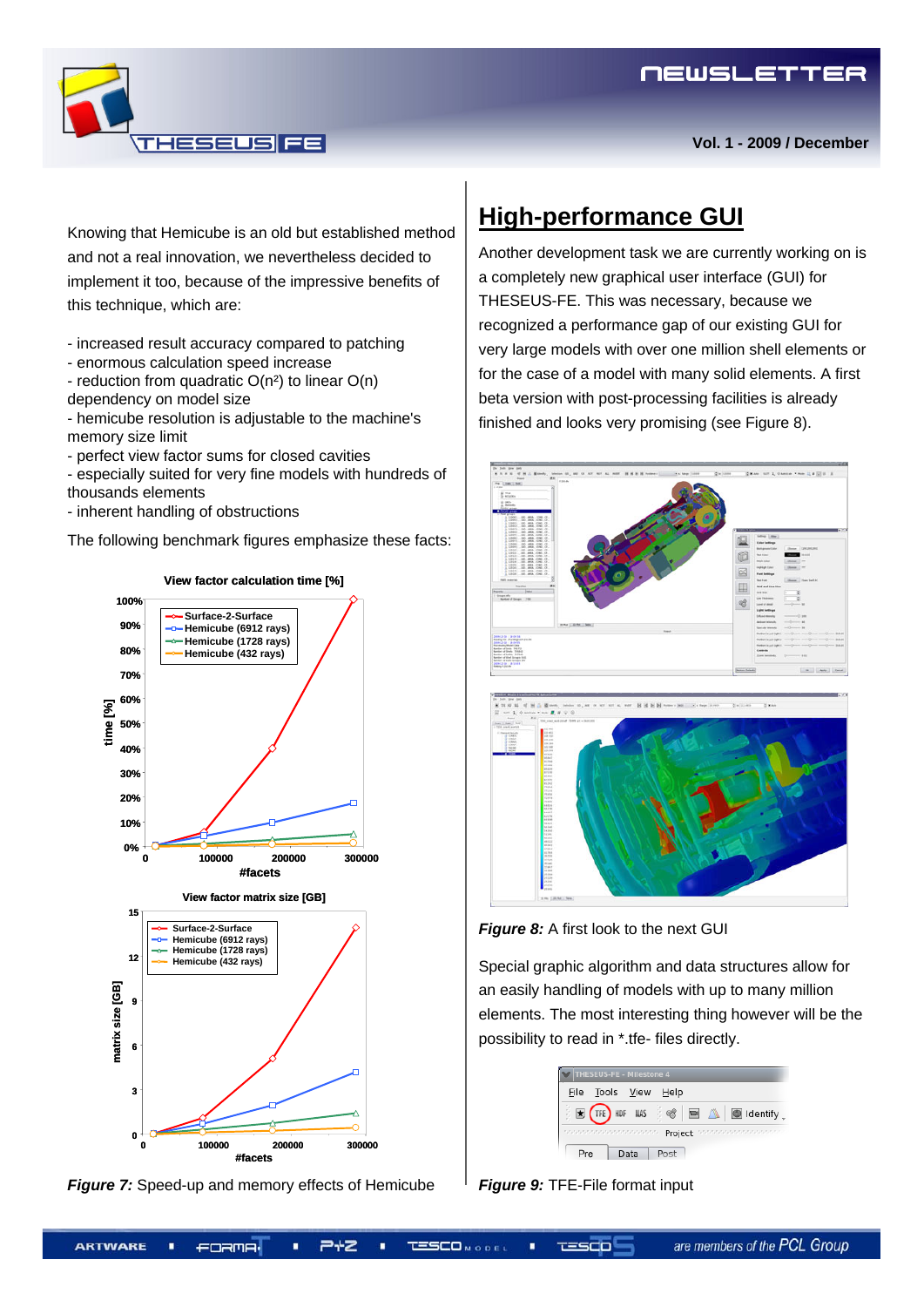Knowing that Hemicube is an old but established method and not a real innovation, we nevertheless decided to implement it too, because of the impressive benefits of this technique, which are:

- increased result accuracy compared to patching
- enormous calculation speed increase
- reduction from quadratic $O(n^2)$ to linear $O(n)$ dependency on model size
- hemicube resolution is adjustable to the machine's memory size limit
- perfect view factor sums for closed cavities
- especially suited for very fine models with hundreds of thousands elements
- inherent handling of obstructions

The following benchmark figures emphasize these facts:

*Figure 7:* Speed-up and memory effects of Hemicube

## High-performance GUI

Another development task we are currently working on is a completely new graphical user interface (GUI) for THESEUS-FE. This was necessary, because we recognized a performance gap of our existing GUI for very large models with over one million shell elements or for the case of a model with many solid elements. A first beta version with post-processing facilities is already finished and looks very promising (see Figure 8).

*Figure 8:* A first look to the next GUI

Special graphic algorithm and data structures allow for an easily handling of models with up to many million elements. The most interesting thing however will be the possibility to read in *.tfe- files directly.

*Figure 9:* TFE-File format input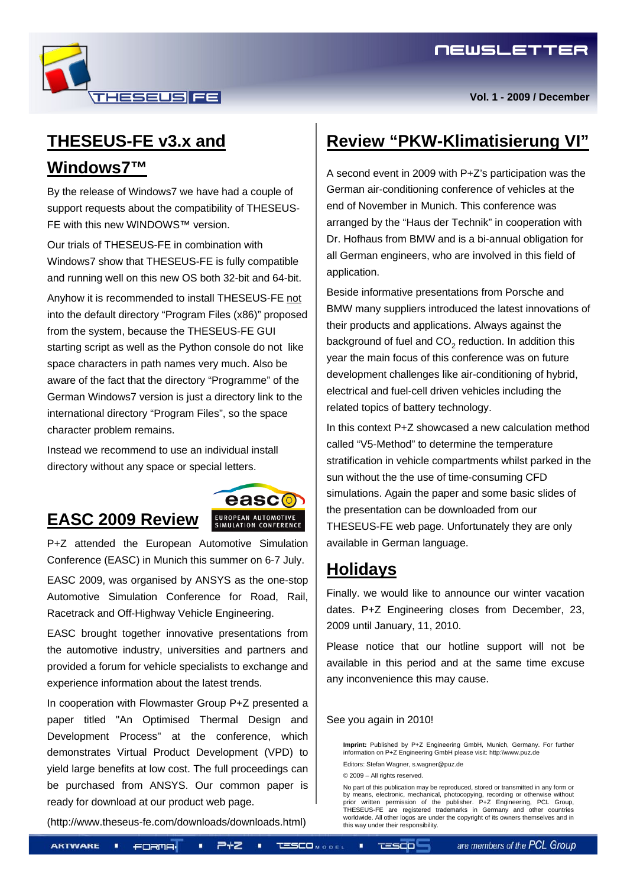## THESEUS-FE v3.x and Windows7™

By the release of Windows7 we have had a couple of support requests about the compatibility of THESEUS-FE with this new WINDOWS™ version.

Our trials of THESEUS-FE in combination with Windows7 show that THESEUS-FE is fully compatible and running well on this new OS both 32-bit and 64-bit.

Anyhow it is recommended to install THESEUS-FE not into the default directory “Program Files (x86)” proposed from the system, because the THESEUS-FE GUI starting script as well as the Python console do not like space characters in path names very much. Also be aware of the fact that the directory “Programme” of the German Windows7 version is just a directory link to the international directory “Program Files”, so the space character problem remains.

Instead we recommend to use an individual install directory without any space or special letters.

## EASC 2009 Review

easc
EUROPEAN AUTOMOTIVE SIMULATION CONFERENCE

P+Z attended the European Automotive Simulation Conference (EASC) in Munich this summer on 6-7 July.

EASC 2009, was organised by ANSYS as the one-stop Automotive Simulation Conference for Road, Rail, Racetrack and Off-Highway Vehicle Engineering.

EASC brought together innovative presentations from the automotive industry, universities and partners and provided a forum for vehicle specialists to exchange and experience information about the latest trends.

In cooperation with Flowmaster Group P+Z presented a paper titled "An Optimised Thermal Design and Development Process" at the conference, which demonstrates Virtual Product Development (VPD) to yield large benefits at low cost. The full proceedings can be purchased from ANSYS. Our common paper is ready for download at our product web page.

(http://www.theseus-fe.com/downloads/downloads.html)

## Review “PKW-Klimatisierung VI”

A second event in 2009 with P+Z’s participation was the German air-conditioning conference of vehicles at the end of November in Munich. This conference was arranged by the “Haus der Technik” in cooperation with Dr. Hofhaus from BMW and is a bi-annual obligation for all German engineers, who are involved in this field of application.

Beside informative presentations from Porsche and BMW many suppliers introduced the latest innovations of their products and applications. Always against the background of fuel and $CO_2$ reduction. In addition this year the main focus of this conference was on future development challenges like air-conditioning of hybrid, electrical and fuel-cell driven vehicles including the related topics of battery technology.

In this context P+Z showcased a new calculation method called “V5-Method” to determine the temperature stratification in vehicle compartments whilst parked in the sun without the the use of time-consuming CFD simulations. Again the paper and some basic slides of the presentation can be downloaded from our THESEUS-FE web page. Unfortunately they are only available in German language.

## Holidays

Finally. we would like to announce our winter vacation dates. P+Z Engineering closes from December, 23, 2009 until January, 11, 2010.

Please notice that our hotline support will not be available in this period and at the same time excuse any inconvenience this may cause.

See you again in 2010!

**Imprint:** Published by P+Z Engineering GmbH, Munich, Germany. For further information on P+Z Engineering GmbH please visit: http:\\www.puz.de

Editors: Stefan Wagner, s.wagner@puz.de

© 2009 – All rights reserved.

No part of this publication may be reproduced, stored or transmitted in any form or by means, electronic, mechanical, photocopying, recording or otherwise without prior written permission of the publisher. P+Z Engineering, PCL Group, THESEUS-FE are registered trademarks in Germany and other countries worldwide. All other logos are under the copyright of its owners themselves and in this way under their responsibility.

ARTWARE ▪ FORMA ▪ P+Z ▪ TESCO MODEL ▪ TESCO TS — are members of the PCL Group